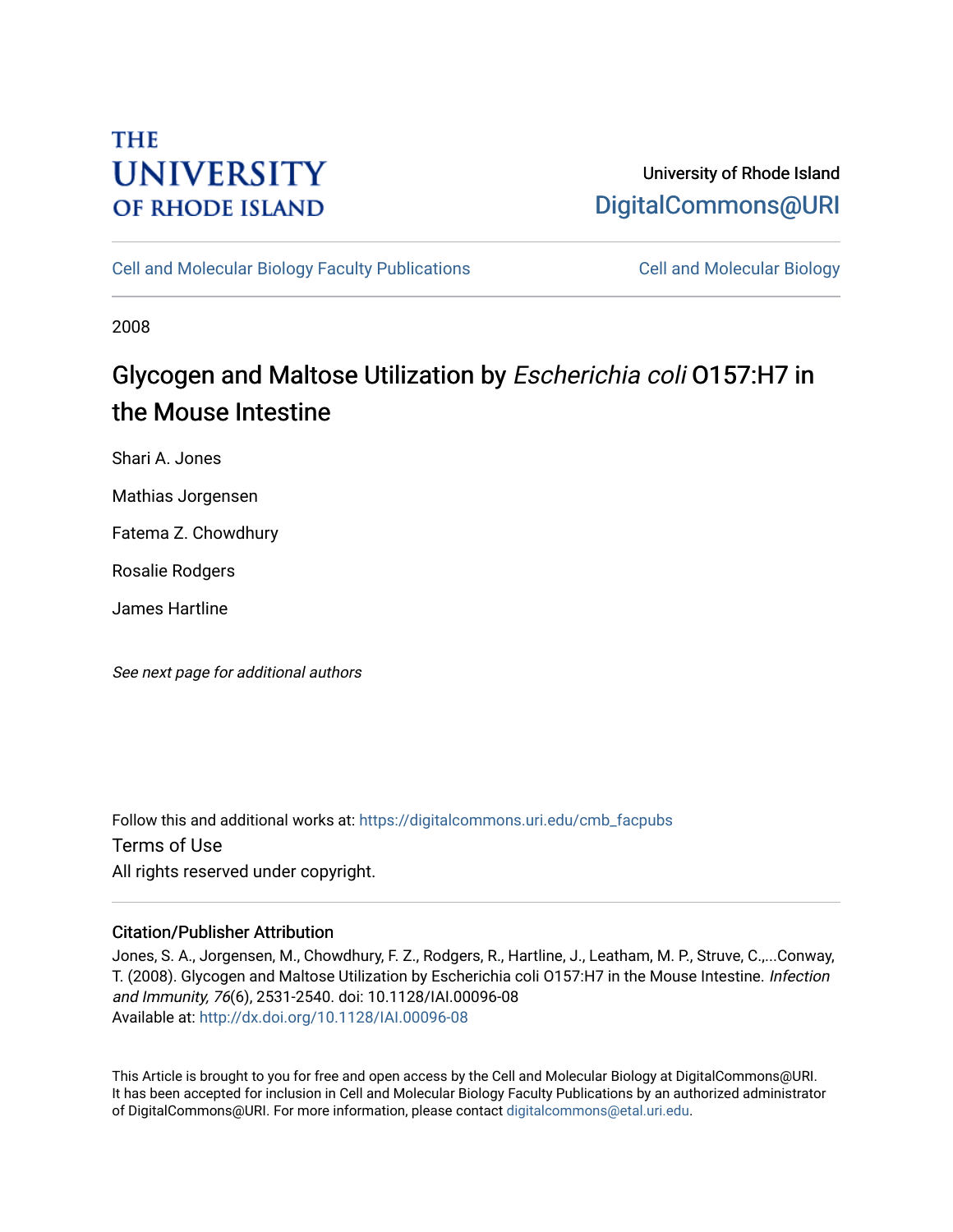THE UNIVERSITY OF RHODE ISLAND

University of Rhode Island
DigitalCommons@URI

Cell and Molecular Biology Faculty Publications | Cell and Molecular Biology

2008

# Glycogen and Maltose Utilization by *Escherichia coli* O157:H7 in the Mouse Intestine

Shari A. Jones

Mathias Jorgensen

Fatema Z. Chowdhury

Rosalie Rodgers

James Hartline

*See next page for additional authors*

Follow this and additional works at: https://digitalcommons.uri.edu/cmb_facpubs

Terms of Use

All rights reserved under copyright.

## Citation/Publisher Attribution

Jones, S. A., Jorgensen, M., Chowdhury, F. Z., Rodgers, R., Hartline, J., Leatham, M. P., Struve, C.,...Conway, T. (2008). Glycogen and Maltose Utilization by Escherichia coli O157:H7 in the Mouse Intestine. *Infection and Immunity, 76*(6), 2531-2540. doi: 10.1128/IAI.00096-08

Available at: http://dx.doi.org/10.1128/IAI.00096-08

This Article is brought to you for free and open access by the Cell and Molecular Biology at DigitalCommons@URI. It has been accepted for inclusion in Cell and Molecular Biology Faculty Publications by an authorized administrator of DigitalCommons@URI. For more information, please contact digitalcommons@etal.uri.edu.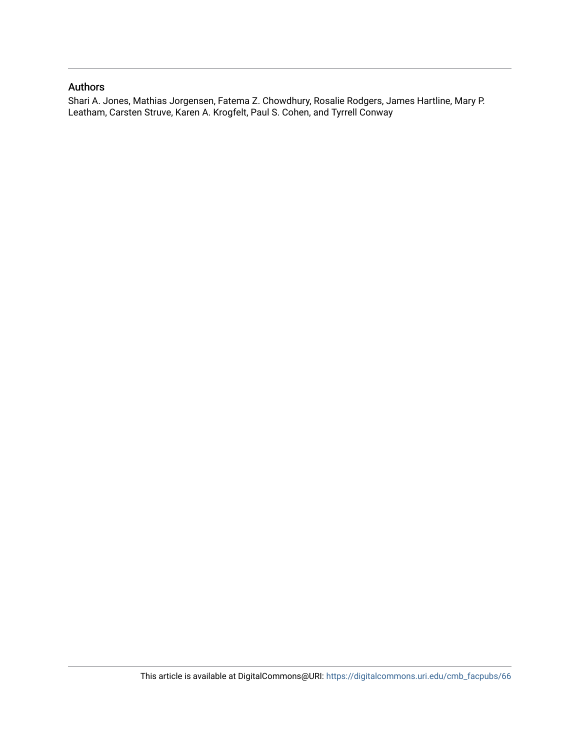## Authors

Shari A. Jones, Mathias Jorgensen, Fatema Z. Chowdhury, Rosalie Rodgers, James Hartline, Mary P. Leatham, Carsten Struve, Karen A. Krogfelt, Paul S. Cohen, and Tyrrell Conway

This article is available at DigitalCommons@URI: https://digitalcommons.uri.edu/cmb_facpubs/66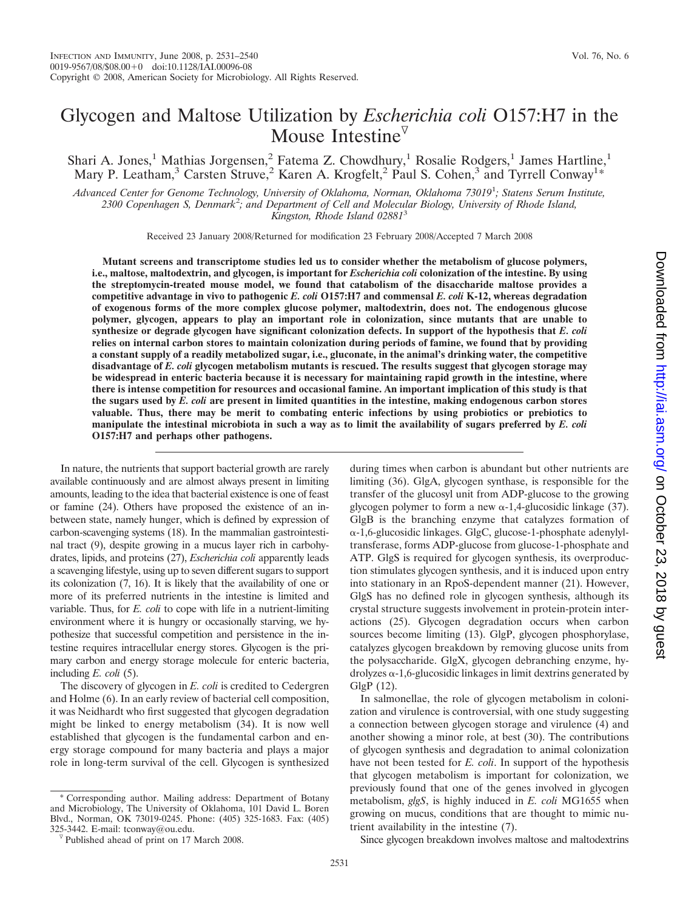# Glycogen and Maltose Utilization by *Escherichia coli* O157:H7 in the Mouse Intestine

Shari A. Jones,[1] Mathias Jorgensen,[2] Fatema Z. Chowdhury,[1] Rosalie Rodgers,[1] James Hartline,[1] Mary P. Leatham,[3] Carsten Struve,[2] Karen A. Krogfelt,[2] Paul S. Cohen,[3] and Tyrrell Conway[1]*

*Advanced Center for Genome Technology, University of Oklahoma, Norman, Oklahoma 73019[1]; Statens Serum Institute, 2300 Copenhagen S, Denmark[2]; and Department of Cell and Molecular Biology, University of Rhode Island, Kingston, Rhode Island 02881[3]*

Received 23 January 2008/Returned for modification 23 February 2008/Accepted 7 March 2008

**Mutant screens and transcriptome studies led us to consider whether the metabolism of glucose polymers, i.e., maltose, maltodextrin, and glycogen, is important for *Escherichia coli* colonization of the intestine. By using the streptomycin-treated mouse model, we found that catabolism of the disaccharide maltose provides a competitive advantage in vivo to pathogenic *E. coli* O157:H7 and commensal *E. coli* K-12, whereas degradation of exogenous forms of the more complex glucose polymer, maltodextrin, does not. The endogenous glucose polymer, glycogen, appears to play an important role in colonization, since mutants that are unable to synthesize or degrade glycogen have significant colonization defects. In support of the hypothesis that *E. coli* relies on internal carbon stores to maintain colonization during periods of famine, we found that by providing a constant supply of a readily metabolized sugar, i.e., gluconate, in the animal's drinking water, the competitive disadvantage of *E. coli* glycogen metabolism mutants is rescued. The results suggest that glycogen storage may be widespread in enteric bacteria because it is necessary for maintaining rapid growth in the intestine, where there is intense competition for resources and occasional famine. An important implication of this study is that the sugars used by *E. coli* are present in limited quantities in the intestine, making endogenous carbon stores valuable. Thus, there may be merit to combating enteric infections by using probiotics or prebiotics to manipulate the intestinal microbiota in such a way as to limit the availability of sugars preferred by *E. coli* O157:H7 and perhaps other pathogens.**

In nature, the nutrients that support bacterial growth are rarely available continuously and are almost always present in limiting amounts, leading to the idea that bacterial existence is one of feast or famine (24). Others have proposed the existence of an in-between state, namely hunger, which is defined by expression of carbon-scavenging systems (18). In the mammalian gastrointestinal tract (9), despite growing in a mucus layer rich in carbohydrates, lipids, and proteins (27), *Escherichia coli* apparently leads a scavenging lifestyle, using up to seven different sugars to support its colonization (7, 16). It is likely that the availability of one or more of its preferred nutrients in the intestine is limited and variable. Thus, for *E. coli* to cope with life in a nutrient-limiting environment where it is hungry or occasionally starving, we hypothesize that successful competition and persistence in the intestine requires intracellular energy stores. Glycogen is the primary carbon and energy storage molecule for enteric bacteria, including *E. coli* (5).

The discovery of glycogen in *E. coli* is credited to Cedergren and Holme (6). In an early review of bacterial cell composition, it was Neidhardt who first suggested that glycogen degradation might be linked to energy metabolism (34). It is now well established that glycogen is the fundamental carbon and energy storage compound for many bacteria and plays a major role in long-term survival of the cell. Glycogen is synthesized during times when carbon is abundant but other nutrients are limiting (36). GlgA, glycogen synthase, is responsible for the transfer of the glucosyl unit from ADP-glucose to the growing glycogen polymer to form a new α-1,4-glucosidic linkage (37). GlgB is the branching enzyme that catalyzes formation of α-1,6-glucosidic linkages. GlgC, glucose-1-phosphate adenylyltransferase, forms ADP-glucose from glucose-1-phosphate and ATP. GlgS is required for glycogen synthesis, its overproduction stimulates glycogen synthesis, and it is induced upon entry into stationary in an RpoS-dependent manner (21). However, GlgS has no defined role in glycogen synthesis, although its crystal structure suggests involvement in protein-protein interactions (25). Glycogen degradation occurs when carbon sources become limiting (13). GlgP, glycogen phosphorylase, catalyzes glycogen breakdown by removing glucose units from the polysaccharide. GlgX, glycogen debranching enzyme, hydrolyzes α-1,6-glucosidic linkages in limit dextrins generated by GlgP (12).

In salmonellae, the role of glycogen metabolism in colonization and virulence is controversial, with one study suggesting a connection between glycogen storage and virulence (4) and another showing a minor role, at best (30). The contributions of glycogen synthesis and degradation to animal colonization have not been tested for *E. coli*. In support of the hypothesis that glycogen metabolism is important for colonization, we previously found that one of the genes involved in glycogen metabolism, *glgS*, is highly induced in *E. coli* MG1655 when growing on mucus, conditions that are thought to mimic nutrient availability in the intestine (7).

Since glycogen breakdown involves maltose and maltodextrins

\* Corresponding author. Mailing address: Department of Botany and Microbiology, The University of Oklahoma, 101 David L. Boren Blvd., Norman, OK 73019-0245. Phone: (405) 325-1683. Fax: (405) 325-3442. E-mail: tconway@ou.edu.

▽ Published ahead of print on 17 March 2008.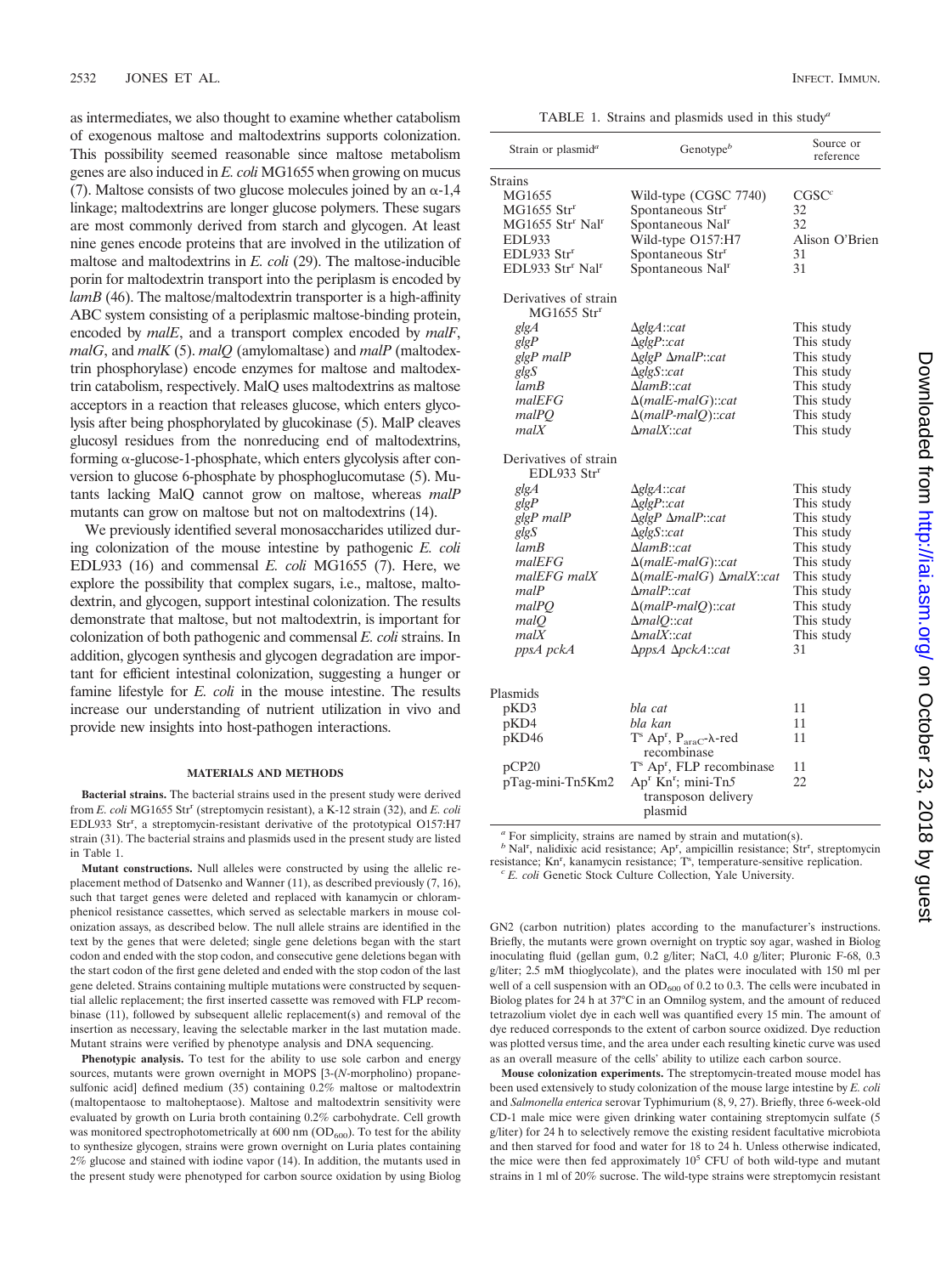as intermediates, we also thought to examine whether catabolism of exogenous maltose and maltodextrins supports colonization. This possibility seemed reasonable since maltose metabolism genes are also induced in *E. coli* MG1655 when growing on mucus (7). Maltose consists of two glucose molecules joined by an α-1,4 linkage; maltodextrins are longer glucose polymers. These sugars are most commonly derived from starch and glycogen. At least nine genes encode proteins that are involved in the utilization of maltose and maltodextrins in *E. coli* (29). The maltose-inducible porin for maltodextrin transport into the periplasm is encoded by *lamB* (46). The maltose/maltodextrin transporter is a high-affinity ABC system consisting of a periplasmic maltose-binding protein, encoded by *malE*, and a transport complex encoded by *malF*, *malG*, and *malK* (5). *malQ* (amylomaltase) and *malP* (maltodextrin phosphorylase) encode enzymes for maltose and maltodextrin catabolism, respectively. MalQ uses maltodextrins as maltose acceptors in a reaction that releases glucose, which enters glycolysis after being phosphorylated by glucokinase (5). MalP cleaves glucosyl residues from the nonreducing end of maltodextrins, forming α-glucose-1-phosphate, which enters glycolysis after conversion to glucose 6-phosphate by phosphoglucomutase (5). Mutants lacking MalQ cannot grow on maltose, whereas *malP* mutants can grow on maltose but not on maltodextrins (14).

We previously identified several monosaccharides utilized during colonization of the mouse intestine by pathogenic *E. coli* EDL933 (16) and commensal *E. coli* MG1655 (7). Here, we explore the possibility that complex sugars, i.e., maltose, maltodextrin, and glycogen, support intestinal colonization. The results demonstrate that maltose, but not maltodextrin, is important for colonization of both pathogenic and commensal *E. coli* strains. In addition, glycogen synthesis and glycogen degradation are important for efficient intestinal colonization, suggesting a hunger or famine lifestyle for *E. coli* in the mouse intestine. The results increase our understanding of nutrient utilization in vivo and provide new insights into host-pathogen interactions.

## MATERIALS AND METHODS

**Bacterial strains.** The bacterial strains used in the present study were derived from *E. coli* MG1655 Str$^r$ (streptomycin resistant), a K-12 strain (32), and *E. coli* EDL933 Str$^r$, a streptomycin-resistant derivative of the prototypical O157:H7 strain (31). The bacterial strains and plasmids used in the present study are listed in Table 1.

**Mutant constructions.** Null alleles were constructed by using the allelic replacement method of Datsenko and Wanner (11), as described previously (7, 16), such that target genes were deleted and replaced with kanamycin or chloramphenicol resistance cassettes, which served as selectable markers in mouse colonization assays, as described below. The null allele strains are identified in the text by the genes that were deleted; single gene deletions began with the start codon and ended with the stop codon, and consecutive gene deletions began with the start codon of the first gene deleted and ended with the stop codon of the last gene deleted. Strains containing multiple mutations were constructed by sequential allelic replacement; the first inserted cassette was removed with FLP recombinase (11), followed by subsequent allelic replacement(s) and removal of the insertion as necessary, leaving the selectable marker in the last mutation made. Mutant strains were verified by phenotype analysis and DNA sequencing.

**Phenotypic analysis.** To test for the ability to use sole carbon and energy sources, mutants were grown overnight in MOPS [3-(*N*-morpholino) propanesulfonic acid] defined medium (35) containing 0.2% maltose or maltodextrin (maltopentaose to maltoheptaose). Maltose and maltodextrin sensitivity were evaluated by growth on Luria broth containing 0.2% carbohydrate. Cell growth was monitored spectrophotometrically at 600 nm ($OD_{600}$). To test for the ability to synthesize glycogen, strains were grown overnight on Luria plates containing 2% glucose and stained with iodine vapor (14). In addition, the mutants used in the present study were phenotyped for carbon source oxidation by using Biolog GN2 (carbon nutrition) plates according to the manufacturer's instructions. Briefly, the mutants were grown overnight on tryptic soy agar, washed in Biolog inoculating fluid (gellan gum, 0.2 g/liter; NaCl, 4.0 g/liter; Pluronic F-68, 0.3 g/liter; 2.5 mM thioglycolate), and the plates were inoculated with 150 ml per well of a cell suspension with an $OD_{600}$ of 0.2 to 0.3. The cells were incubated in Biolog plates for 24 h at 37°C in an Omnilog system, and the amount of reduced tetrazolium violet dye in each well was quantified every 15 min. The amount of dye reduced corresponds to the extent of carbon source oxidized. Dye reduction was plotted versus time, and the area under each resulting kinetic curve was used as an overall measure of the cells' ability to utilize each carbon source.

**Mouse colonization experiments.** The streptomycin-treated mouse model has been used extensively to study colonization of the mouse large intestine by *E. coli* and *Salmonella enterica* serovar Typhimurium (8, 9, 27). Briefly, three 6-week-old CD-1 male mice were given drinking water containing streptomycin sulfate (5 g/liter) for 24 h to selectively remove the existing resident facultative microbiota and then starved for food and water for 18 to 24 h. Unless otherwise indicated, the mice were then fed approximately $10^5$ CFU of both wild-type and mutant strains in 1 ml of 20% sucrose. The wild-type strains were streptomycin resistant

TABLE 1. Strains and plasmids used in this study[a]

| Strain or plasmid[a] | Genotype[b] | Source or reference |
|---|---|---|
| **Strains** | | |
| MG1655 | Wild-type (CGSC 7740) | CGSC[c] |
| MG1655 Str$^r$ | Spontaneous Str$^r$ | 32 |
| MG1655 Str$^r$ Nal$^r$ | Spontaneous Nal$^r$ | 32 |
| EDL933 | Wild-type O157:H7 | Alison O'Brien |
| EDL933 Str$^r$ | Spontaneous Str$^r$ | 31 |
| EDL933 Str$^r$ Nal$^r$ | Spontaneous Nal$^r$ | 31 |
| Derivatives of strain MG1655 Str$^r$ | | |
| *glgA* | Δ*glgA*::*cat* | This study |
| *glgP* | Δ*glgP*::*cat* | This study |
| *glgP malP* | Δ*glgP* Δ*malP*::*cat* | This study |
| *glgS* | Δ*glgS*::*cat* | This study |
| *lamB* | Δ*lamB*::*cat* | This study |
| *malEFG* | Δ(*malE-malG*)::*cat* | This study |
| *malPQ* | Δ(*malP-malQ*)::*cat* | This study |
| *malX* | Δ*malX*::*cat* | This study |
| Derivatives of strain EDL933 Str$^r$ | | |
| *glgA* | Δ*glgA*::*cat* | This study |
| *glgP* | Δ*glgP*::*cat* | This study |
| *glgP malP* | Δ*glgP* Δ*malP*::*cat* | This study |
| *glgS* | Δ*glgS*::*cat* | This study |
| *lamB* | Δ*lamB*::*cat* | This study |
| *malEFG* | Δ(*malE-malG*)::*cat* | This study |
| *malEFG malX* | Δ(*malE-malG*) Δ*malX*::*cat* | This study |
| *malP* | Δ*malP*::*cat* | This study |
| *malPQ* | Δ(*malP-malQ*)::*cat* | This study |
| *malQ* | Δ*malQ*::*cat* | This study |
| *malX* | Δ*malX*::*cat* | This study |
| *ppsA pckA* | Δ*ppsA* Δ*pckA*::*cat* | 31 |
| **Plasmids** | | |
| pKD3 | *bla cat* | 11 |
| pKD4 | *bla kan* | 11 |
| pKD46 | T$^s$ Ap$^r$, $P_{araC}$-λ-red recombinase | 11 |
| pCP20 | T$^s$ Ap$^r$, FLP recombinase | 11 |
| pTag-mini-Tn5Km2 | Ap$^r$ Kn$^r$; mini-Tn5 transposon delivery plasmid | 22 |

[a] For simplicity, strains are named by strain and mutation(s).
[b] Nal$^r$, nalidixic acid resistance; Ap$^r$, ampicillin resistance; Str$^r$, streptomycin resistance; Kn$^r$, kanamycin resistance; T$^s$, temperature-sensitive replication.
[c] *E. coli* Genetic Stock Culture Collection, Yale University.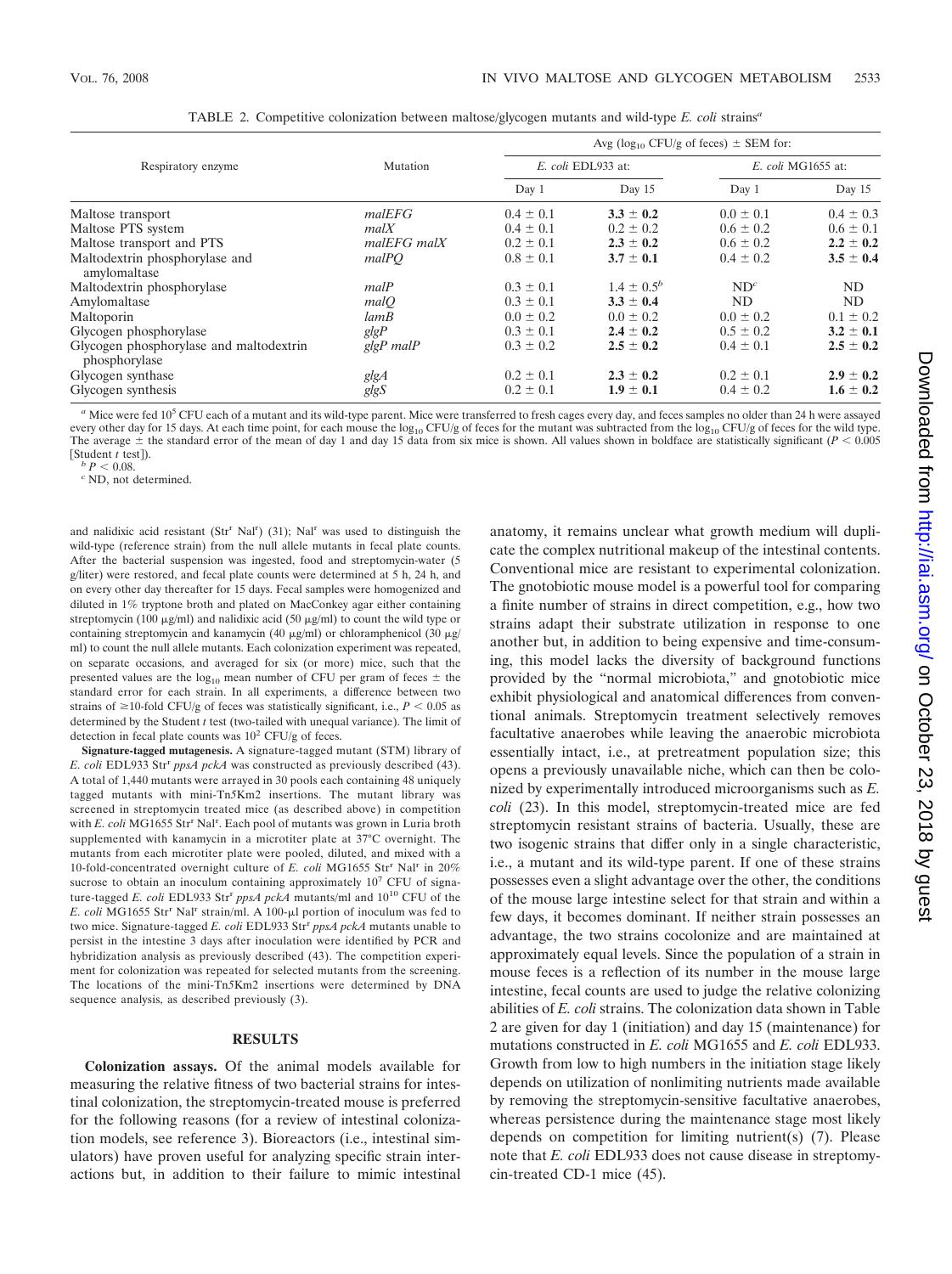TABLE 2. Competitive colonization between maltose/glycogen mutants and wild-type *E. coli* strains[a]

| Respiratory enzyme | Mutation | Avg ($\log_{10}$ CFU/g of feces) ± SEM for: | | | |
|---|---|---|---|---|---|
| | | *E. coli* EDL933 at: | | *E. coli* MG1655 at: | |
| | | Day 1 | Day 15 | Day 1 | Day 15 |
| Maltose transport | *malEFG* | 0.4 ± 0.1 | **3.3 ± 0.2** | 0.0 ± 0.1 | 0.4 ± 0.3 |
| Maltose PTS system | *malX* | 0.4 ± 0.1 | 0.2 ± 0.2 | 0.6 ± 0.2 | 0.6 ± 0.1 |
| Maltose transport and PTS | *malEFG malX* | 0.2 ± 0.1 | **2.3 ± 0.2** | 0.6 ± 0.2 | **2.2 ± 0.2** |
| Maltodextrin phosphorylase and amylomaltase | *malPQ* | 0.8 ± 0.1 | **3.7 ± 0.1** | 0.4 ± 0.2 | **3.5 ± 0.4** |
| Maltodextrin phosphorylase | *malP* | 0.3 ± 0.1 | 1.4 ± 0.5[b] | ND[c] | ND |
| Amylomaltase | *malQ* | 0.3 ± 0.1 | **3.3 ± 0.4** | ND | ND |
| Maltoporin | *lamB* | 0.0 ± 0.2 | 0.0 ± 0.2 | 0.0 ± 0.2 | 0.1 ± 0.2 |
| Glycogen phosphorylase | *glgP* | 0.3 ± 0.1 | **2.4 ± 0.2** | 0.5 ± 0.2 | **3.2 ± 0.1** |
| Glycogen phosphorylase and maltodextrin phosphorylase | *glgP malP* | 0.3 ± 0.2 | **2.5 ± 0.2** | 0.4 ± 0.1 | **2.5 ± 0.2** |
| Glycogen synthase | *glgA* | 0.2 ± 0.1 | **2.3 ± 0.2** | 0.2 ± 0.1 | **2.9 ± 0.2** |
| Glycogen synthesis | *glgS* | 0.2 ± 0.1 | **1.9 ± 0.1** | 0.4 ± 0.2 | **1.6 ± 0.2** |

[a] Mice were fed $10^5$ CFU each of a mutant and its wild-type parent. Mice were transferred to fresh cages every day, and feces samples no older than 24 h were assayed every other day for 15 days. At each time point, for each mouse the $\log_{10}$ CFU/g of feces for the mutant was subtracted from the $\log_{10}$ CFU/g of feces for the wild type. The average ± the standard error of the mean of day 1 and day 15 data from six mice is shown. All values shown in boldface are statistically significant ($P < 0.005$ [Student *t* test]).

[b] $P < 0.08$.

[c] ND, not determined.

and nalidixic acid resistant (Str[r] Nal[r]) (31); Nal[r] was used to distinguish the wild-type (reference strain) from the null allele mutants in fecal plate counts. After the bacterial suspension was ingested, food and streptomycin-water (5 g/liter) were restored, and fecal plate counts were determined at 5 h, 24 h, and on every other day thereafter for 15 days. Fecal samples were homogenized and diluted in 1% tryptone broth and plated on MacConkey agar either containing streptomycin (100 μg/ml) and nalidixic acid (50 μg/ml) to count the wild type or containing streptomycin and kanamycin (40 μg/ml) or chloramphenicol (30 μg/ml) to count the null allele mutants. Each colonization experiment was repeated, on separate occasions, and averaged for six (or more) mice, such that the presented values are the $\log_{10}$ mean number of CFU per gram of feces ± the standard error for each strain. In all experiments, a difference between two strains of ≥10-fold CFU/g of feces was statistically significant, i.e., $P < 0.05$ as determined by the Student *t* test (two-tailed with unequal variance). The limit of detection in fecal plate counts was $10^2$ CFU/g of feces.

**Signature-tagged mutagenesis.** A signature-tagged mutant (STM) library of *E. coli* EDL933 Str[r] *ppsA pckA* was constructed as previously described (43). A total of 1,440 mutants were arrayed in 30 pools each containing 48 uniquely tagged mutants with mini-Tn*5*Km2 insertions. The mutant library was screened in streptomycin treated mice (as described above) in competition with *E. coli* MG1655 Str[r] Nal[r]. Each pool of mutants was grown in Luria broth supplemented with kanamycin in a microtiter plate at 37°C overnight. The mutants from each microtiter plate were pooled, diluted, and mixed with a 10-fold-concentrated overnight culture of *E. coli* MG1655 Str[r] Nal[r] in 20% sucrose to obtain an inoculum containing approximately $10^7$ CFU of signature-tagged *E. coli* EDL933 Str[r] *ppsA pckA* mutants/ml and $10^{10}$ CFU of the *E. coli* MG1655 Str[r] Nal[r] strain/ml. A 100-μl portion of inoculum was fed to two mice. Signature-tagged *E. coli* EDL933 Str[r] *ppsA pckA* mutants unable to persist in the intestine 3 days after inoculation were identified by PCR and hybridization analysis as previously described (43). The competition experiment for colonization was repeated for selected mutants from the screening. The locations of the mini-Tn*5*Km2 insertions were determined by DNA sequence analysis, as described previously (3).

## RESULTS

**Colonization assays.** Of the animal models available for measuring the relative fitness of two bacterial strains for intestinal colonization, the streptomycin-treated mouse is preferred for the following reasons (for a review of intestinal colonization models, see reference 3). Bioreactors (i.e., intestinal simulators) have proven useful for analyzing specific strain interactions but, in addition to their failure to mimic intestinal anatomy, it remains unclear what growth medium will duplicate the complex nutritional makeup of the intestinal contents. Conventional mice are resistant to experimental colonization. The gnotobiotic mouse model is a powerful tool for comparing a finite number of strains in direct competition, e.g., how two strains adapt their substrate utilization in response to one another but, in addition to being expensive and time-consuming, this model lacks the diversity of background functions provided by the "normal microbiota," and gnotobiotic mice exhibit physiological and anatomical differences from conventional animals. Streptomycin treatment selectively removes facultative anaerobes while leaving the anaerobic microbiota essentially intact, i.e., at pretreatment population size; this opens a previously unavailable niche, which can then be colonized by experimentally introduced microorganisms such as *E. coli* (23). In this model, streptomycin-treated mice are fed streptomycin resistant strains of bacteria. Usually, these are two isogenic strains that differ only in a single characteristic, i.e., a mutant and its wild-type parent. If one of these strains possesses even a slight advantage over the other, the conditions of the mouse large intestine select for that strain and within a few days, it becomes dominant. If neither strain possesses an advantage, the two strains cocolonize and are maintained at approximately equal levels. Since the population of a strain in mouse feces is a reflection of its number in the mouse large intestine, fecal counts are used to judge the relative colonizing abilities of *E. coli* strains. The colonization data shown in Table 2 are given for day 1 (initiation) and day 15 (maintenance) for mutations constructed in *E. coli* MG1655 and *E. coli* EDL933. Growth from low to high numbers in the initiation stage likely depends on utilization of nonlimiting nutrients made available by removing the streptomycin-sensitive facultative anaerobes, whereas persistence during the maintenance stage most likely depends on competition for limiting nutrient(s) (7). Please note that *E. coli* EDL933 does not cause disease in streptomycin-treated CD-1 mice (45).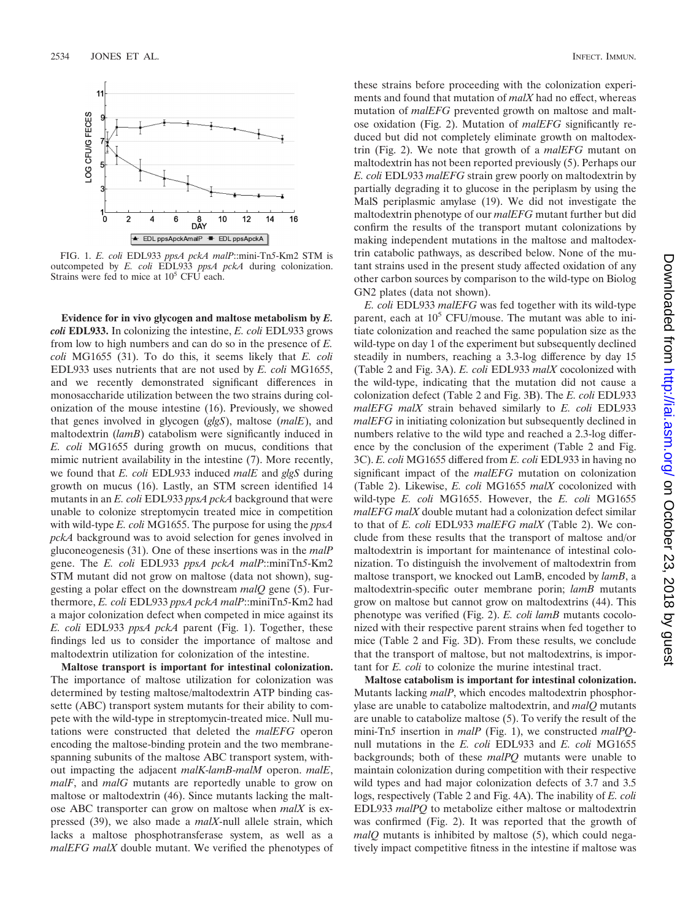FIG. 1. *E. coli* EDL933 *ppsA pckA malP*::mini-Tn*5*-Km2 STM is outcompeted by *E. coli* EDL933 *ppsA pckA* during colonization. Strains were fed to mice at $10^5$ CFU each.

**Evidence for in vivo glycogen and maltose metabolism by *E. coli* EDL933.** In colonizing the intestine, *E. coli* EDL933 grows from low to high numbers and can do so in the presence of *E. coli* MG1655 (31). To do this, it seems likely that *E. coli* EDL933 uses nutrients that are not used by *E. coli* MG1655, and we recently demonstrated significant differences in monosaccharide utilization between the two strains during colonization of the mouse intestine (16). Previously, we showed that genes involved in glycogen (*glgS*), maltose (*malE*), and maltodextrin (*lamB*) catabolism were significantly induced in *E. coli* MG1655 during growth on mucus, conditions that mimic nutrient availability in the intestine (7). More recently, we found that *E. coli* EDL933 induced *malE* and *glgS* during growth on mucus (16). Lastly, an STM screen identified 14 mutants in an *E. coli* EDL933 *ppsA pckA* background that were unable to colonize streptomycin treated mice in competition with wild-type *E. coli* MG1655. The purpose for using the *ppsA pckA* background was to avoid selection for genes involved in gluconeogenesis (31). One of these insertions was in the *malP* gene. The *E. coli* EDL933 *ppsA pckA malP*::miniTn*5*-Km2 STM mutant did not grow on maltose (data not shown), suggesting a polar effect on the downstream *malQ* gene (5). Furthermore, *E. coli* EDL933 *ppsA pckA malP*::miniTn*5*-Km2 had a major colonization defect when competed in mice against its *E. coli* EDL933 *ppsA pckA* parent (Fig. 1). Together, these findings led us to consider the importance of maltose and maltodextrin utilization for colonization of the intestine.

**Maltose transport is important for intestinal colonization.** The importance of maltose utilization for colonization was determined by testing maltose/maltodextrin ATP binding cassette (ABC) transport system mutants for their ability to compete with the wild-type in streptomycin-treated mice. Null mutations were constructed that deleted the *malEFG* operon encoding the maltose-binding protein and the two membrane-spanning subunits of the maltose ABC transport system, without impacting the adjacent *malK-lamB-malM* operon. *malE*, *malF*, and *malG* mutants are reportedly unable to grow on maltose or maltodextrin (46). Since mutants lacking the maltose ABC transporter can grow on maltose when *malX* is expressed (39), we also made a *malX*-null allele strain, which lacks a maltose phosphotransferase system, as well as a *malEFG malX* double mutant. We verified the phenotypes of these strains before proceeding with the colonization experiments and found that mutation of *malX* had no effect, whereas mutation of *malEFG* prevented growth on maltose and maltose oxidation (Fig. 2). Mutation of *malEFG* significantly reduced but did not completely eliminate growth on maltodextrin (Fig. 2). We note that growth of a *malEFG* mutant on maltodextrin has not been reported previously (5). Perhaps our *E. coli* EDL933 *malEFG* strain grew poorly on maltodextrin by partially degrading it to glucose in the periplasm by using the MalS periplasmic amylase (19). We did not investigate the maltodextrin phenotype of our *malEFG* mutant further but did confirm the results of the transport mutant colonizations by making independent mutations in the maltose and maltodextrin catabolic pathways, as described below. None of the mutant strains used in the present study affected oxidation of any other carbon sources by comparison to the wild-type on Biolog GN2 plates (data not shown).

*E. coli* EDL933 *malEFG* was fed together with its wild-type parent, each at $10^5$ CFU/mouse. The mutant was able to initiate colonization and reached the same population size as the wild-type on day 1 of the experiment but subsequently declined steadily in numbers, reaching a 3.3-log difference by day 15 (Table 2 and Fig. 3A). *E. coli* EDL933 *malX* cocolonized with the wild-type, indicating that the mutation did not cause a colonization defect (Table 2 and Fig. 3B). The *E. coli* EDL933 *malEFG malX* strain behaved similarly to *E. coli* EDL933 *malEFG* in initiating colonization but subsequently declined in numbers relative to the wild type and reached a 2.3-log difference by the conclusion of the experiment (Table 2 and Fig. 3C). *E. coli* MG1655 differed from *E. coli* EDL933 in having no significant impact of the *malEFG* mutation on colonization (Table 2). Likewise, *E. coli* MG1655 *malX* cocolonized with wild-type *E. coli* MG1655. However, the *E. coli* MG1655 *malEFG malX* double mutant had a colonization defect similar to that of *E. coli* EDL933 *malEFG malX* (Table 2). We conclude from these results that the transport of maltose and/or maltodextrin is important for maintenance of intestinal colonization. To distinguish the involvement of maltodextrin from maltose transport, we knocked out LamB, encoded by *lamB*, a maltodextrin-specific outer membrane porin; *lamB* mutants grow on maltose but cannot grow on maltodextrins (44). This phenotype was verified (Fig. 2). *E. coli lamB* mutants cocolonized with their respective parent strains when fed together to mice (Table 2 and Fig. 3D). From these results, we conclude that the transport of maltose, but not maltodextrins, is important for *E. coli* to colonize the murine intestinal tract.

**Maltose catabolism is important for intestinal colonization.** Mutants lacking *malP*, which encodes maltodextrin phosphorylase are unable to catabolize maltodextrin, and *malQ* mutants are unable to catabolize maltose (5). To verify the result of the mini-Tn*5* insertion in *malP* (Fig. 1), we constructed *malPQ*-null mutations in the *E. coli* EDL933 and *E. coli* MG1655 backgrounds; both of these *malPQ* mutants were unable to maintain colonization during competition with their respective wild types and had major colonization defects of 3.7 and 3.5 logs, respectively (Table 2 and Fig. 4A). The inability of *E. coli* EDL933 *malPQ* to metabolize either maltose or maltodextrin was confirmed (Fig. 2). It was reported that the growth of *malQ* mutants is inhibited by maltose (5), which could negatively impact competitive fitness in the intestine if maltose was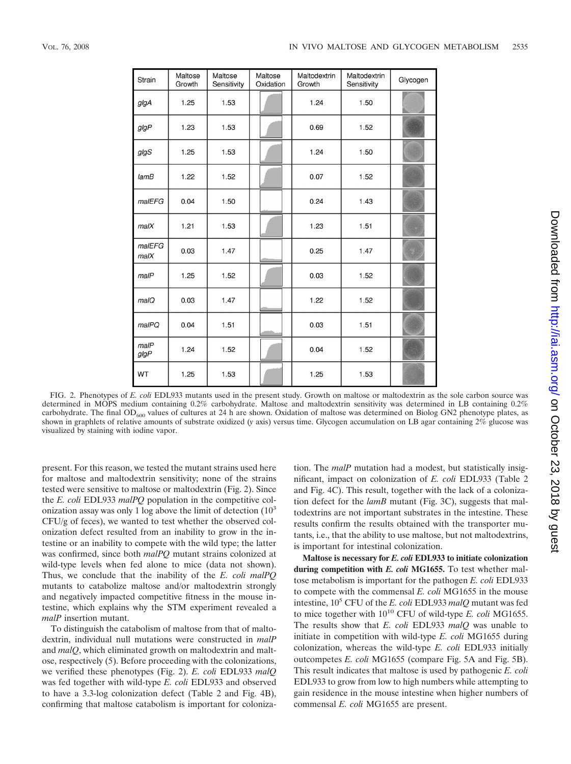| Strain | Maltose Growth | Maltose Sensitivity | Maltose Oxidation | Maltodextrin Growth | Maltodextrin Sensitivity | Glycogen |
|---|---|---|---|---|---|---|
| *glgA* | 1.25 | 1.53 | | 1.24 | 1.50 | |
| *glgP* | 1.23 | 1.53 | | 0.69 | 1.52 | |
| *glgS* | 1.25 | 1.53 | | 1.24 | 1.50 | |
| *lamB* | 1.22 | 1.52 | | 0.07 | 1.52 | |
| *malEFG* | 0.04 | 1.50 | | 0.24 | 1.43 | |
| *malX* | 1.21 | 1.53 | | 1.23 | 1.51 | |
| *malEFG malX* | 0.03 | 1.47 | | 0.25 | 1.47 | |
| *malP* | 1.25 | 1.52 | | 0.03 | 1.52 | |
| *malQ* | 0.03 | 1.47 | | 1.22 | 1.52 | |
| *malPQ* | 0.04 | 1.51 | | 0.03 | 1.51 | |
| *malP glgP* | 1.24 | 1.52 | | 0.04 | 1.52 | |
| WT | 1.25 | 1.53 | | 1.25 | 1.53 | |

FIG. 2. Phenotypes of *E. coli* EDL933 mutants used in the present study. Growth on maltose or maltodextrin as the sole carbon source was determined in MOPS medium containing 0.2% carbohydrate. Maltose and maltodextrin sensitivity was determined in LB containing 0.2% carbohydrate. The final $OD_{600}$ values of cultures at 24 h are shown. Oxidation of maltose was determined on Biolog GN2 phenotype plates, as shown in graphlets of relative amounts of substrate oxidized (*y* axis) versus time. Glycogen accumulation on LB agar containing 2% glucose was visualized by staining with iodine vapor.

present. For this reason, we tested the mutant strains used here for maltose and maltodextrin sensitivity; none of the strains tested were sensitive to maltose or maltodextrin (Fig. 2). Since the *E. coli* EDL933 *malPQ* population in the competitive colonization assay was only 1 log above the limit of detection ($10^3$ CFU/g of feces), we wanted to test whether the observed colonization defect resulted from an inability to grow in the intestine or an inability to compete with the wild type; the latter was confirmed, since both *malPQ* mutant strains colonized at wild-type levels when fed alone to mice (data not shown). Thus, we conclude that the inability of the *E. coli malPQ* mutants to catabolize maltose and/or maltodextrin strongly and negatively impacted competitive fitness in the mouse intestine, which explains why the STM experiment revealed a *malP* insertion mutant.

To distinguish the catabolism of maltose from that of maltodextrin, individual null mutations were constructed in *malP* and *malQ*, which eliminated growth on maltodextrin and maltose, respectively (5). Before proceeding with the colonizations, we verified these phenotypes (Fig. 2). *E. coli* EDL933 *malQ* was fed together with wild-type *E. coli* EDL933 and observed to have a 3.3-log colonization defect (Table 2 and Fig. 4B), confirming that maltose catabolism is important for colonization. The *malP* mutation had a modest, but statistically insignificant, impact on colonization of *E. coli* EDL933 (Table 2 and Fig. 4C). This result, together with the lack of a colonization defect for the *lamB* mutant (Fig. 3C), suggests that maltodextrins are not important substrates in the intestine. These results confirm the results obtained with the transporter mutants, i.e., that the ability to use maltose, but not maltodextrins, is important for intestinal colonization.

**Maltose is necessary for *E. coli* EDL933 to initiate colonization during competition with *E. coli* MG1655.** To test whether maltose metabolism is important for the pathogen *E. coli* EDL933 to compete with the commensal *E. coli* MG1655 in the mouse intestine, $10^5$ CFU of the *E. coli* EDL933 *malQ* mutant was fed to mice together with $10^{10}$ CFU of wild-type *E. coli* MG1655. The results show that *E. coli* EDL933 *malQ* was unable to initiate in competition with wild-type *E. coli* MG1655 during colonization, whereas the wild-type *E. coli* EDL933 initially outcompetes *E. coli* MG1655 (compare Fig. 5A and Fig. 5B). This result indicates that maltose is used by pathogenic *E. coli* EDL933 to grow from low to high numbers while attempting to gain residence in the mouse intestine when higher numbers of commensal *E. coli* MG1655 are present.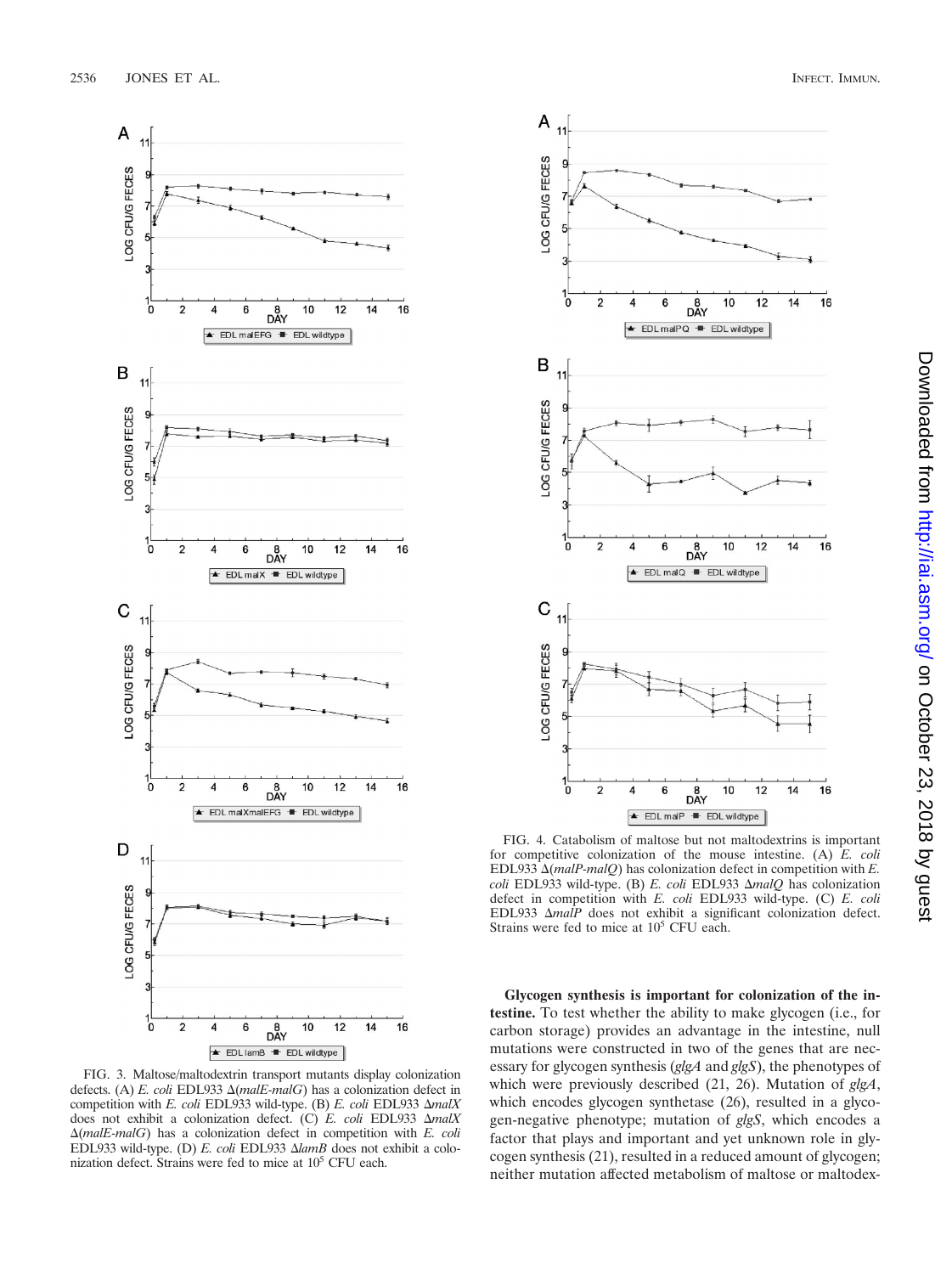FIG. 3. Maltose/maltodextrin transport mutants display colonization defects. (A) *E. coli* EDL933 Δ(*malE-malG*) has a colonization defect in competition with *E. coli* EDL933 wild-type. (B) *E. coli* EDL933 Δ*malX* does not exhibit a colonization defect. (C) *E. coli* EDL933 Δ*malX* Δ(*malE-malG*) has a colonization defect in competition with *E. coli* EDL933 wild-type. (D) *E. coli* EDL933 Δ*lamB* does not exhibit a colonization defect. Strains were fed to mice at $10^5$ CFU each.

FIG. 4. Catabolism of maltose but not maltodextrins is important for competitive colonization of the mouse intestine. (A) *E. coli* EDL933 Δ(*malP-malQ*) has colonization defect in competition with *E. coli* EDL933 wild-type. (B) *E. coli* EDL933 Δ*malQ* has colonization defect in competition with *E. coli* EDL933 wild-type. (C) *E. coli* EDL933 Δ*malP* does not exhibit a significant colonization defect. Strains were fed to mice at $10^5$ CFU each.

**Glycogen synthesis is important for colonization of the intestine.** To test whether the ability to make glycogen (i.e., for carbon storage) provides an advantage in the intestine, null mutations were constructed in two of the genes that are necessary for glycogen synthesis (*glgA* and *glgS*), the phenotypes of which were previously described (21, 26). Mutation of *glgA*, which encodes glycogen synthetase (26), resulted in a glycogen-negative phenotype; mutation of *glgS*, which encodes a factor that plays and important and yet unknown role in glycogen synthesis (21), resulted in a reduced amount of glycogen; neither mutation affected metabolism of maltose or maltodex-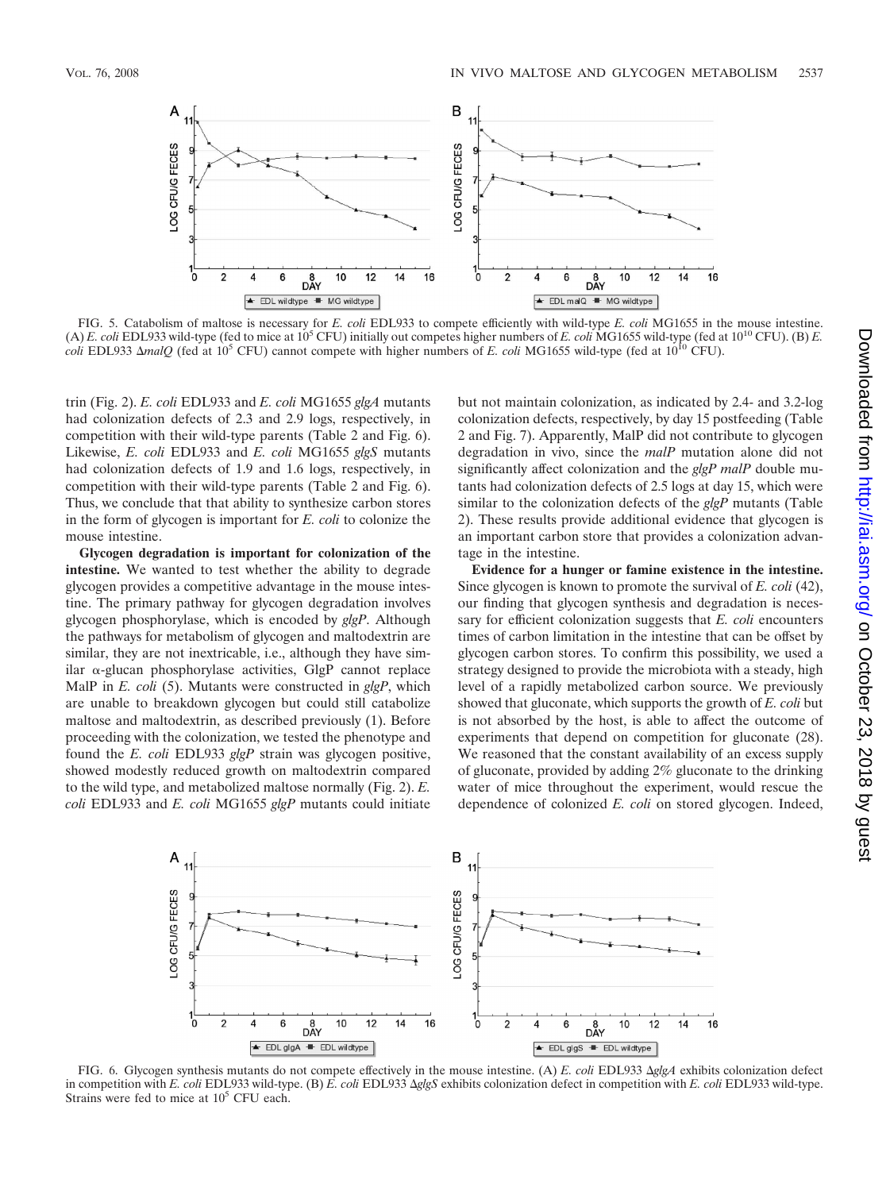FIG. 5. Catabolism of maltose is necessary for *E. coli* EDL933 to compete efficiently with wild-type *E. coli* MG1655 in the mouse intestine. (A) *E. coli* EDL933 wild-type (fed to mice at $10^5$ CFU) initially out competes higher numbers of *E. coli* MG1655 wild-type (fed at $10^{10}$ CFU). (B) *E. coli* EDL933 Δ*malQ* (fed at $10^5$ CFU) cannot compete with higher numbers of *E. coli* MG1655 wild-type (fed at $10^{10}$ CFU).

trin (Fig. 2). *E. coli* EDL933 and *E. coli* MG1655 *glgA* mutants had colonization defects of 2.3 and 2.9 logs, respectively, in competition with their wild-type parents (Table 2 and Fig. 6). Likewise, *E. coli* EDL933 and *E. coli* MG1655 *glgS* mutants had colonization defects of 1.9 and 1.6 logs, respectively, in competition with their wild-type parents (Table 2 and Fig. 6). Thus, we conclude that that ability to synthesize carbon stores in the form of glycogen is important for *E. coli* to colonize the mouse intestine.

**Glycogen degradation is important for colonization of the intestine.** We wanted to test whether the ability to degrade glycogen provides a competitive advantage in the mouse intestine. The primary pathway for glycogen degradation involves glycogen phosphorylase, which is encoded by *glgP*. Although the pathways for metabolism of glycogen and maltodextrin are similar, they are not inextricable, i.e., although they have similar α-glucan phosphorylase activities, GlgP cannot replace MalP in *E. coli* (5). Mutants were constructed in *glgP*, which are unable to breakdown glycogen but could still catabolize maltose and maltodextrin, as described previously (1). Before proceeding with the colonization, we tested the phenotype and found the *E. coli* EDL933 *glgP* strain was glycogen positive, showed modestly reduced growth on maltodextrin compared to the wild type, and metabolized maltose normally (Fig. 2). *E. coli* EDL933 and *E. coli* MG1655 *glgP* mutants could initiate but not maintain colonization, as indicated by 2.4- and 3.2-log colonization defects, respectively, by day 15 postfeeding (Table 2 and Fig. 7). Apparently, MalP did not contribute to glycogen degradation in vivo, since the *malP* mutation alone did not significantly affect colonization and the *glgP malP* double mutants had colonization defects of 2.5 logs at day 15, which were similar to the colonization defects of the *glgP* mutants (Table 2). These results provide additional evidence that glycogen is an important carbon store that provides a colonization advantage in the intestine.

**Evidence for a hunger or famine existence in the intestine.** Since glycogen is known to promote the survival of *E. coli* (42), our finding that glycogen synthesis and degradation is necessary for efficient colonization suggests that *E. coli* encounters times of carbon limitation in the intestine that can be offset by glycogen carbon stores. To confirm this possibility, we used a strategy designed to provide the microbiota with a steady, high level of a rapidly metabolized carbon source. We previously showed that gluconate, which supports the growth of *E. coli* but is not absorbed by the host, is able to affect the outcome of experiments that depend on competition for gluconate (28). We reasoned that the constant availability of an excess supply of gluconate, provided by adding 2% gluconate to the drinking water of mice throughout the experiment, would rescue the dependence of colonized *E. coli* on stored glycogen. Indeed,

FIG. 6. Glycogen synthesis mutants do not compete effectively in the mouse intestine. (A) *E. coli* EDL933 Δ*glgA* exhibits colonization defect in competition with *E. coli* EDL933 wild-type. (B) *E. coli* EDL933 Δ*glgS* exhibits colonization defect in competition with *E. coli* EDL933 wild-type. Strains were fed to mice at $10^5$ CFU each.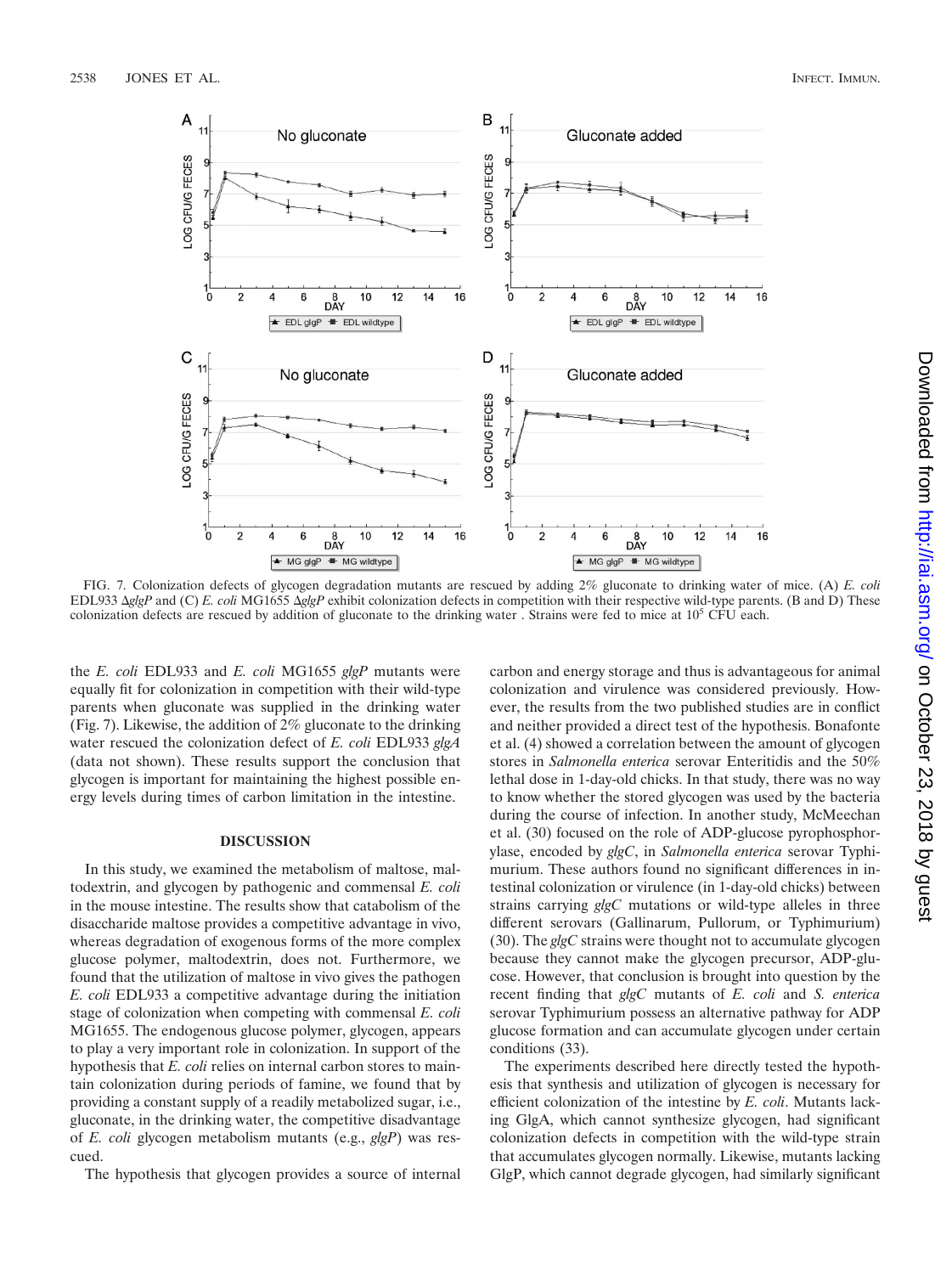FIG. 7. Colonization defects of glycogen degradation mutants are rescued by adding 2% gluconate to drinking water of mice. (A) *E. coli* EDL933 Δ*glgP* and (C) *E. coli* MG1655 Δ*glgP* exhibit colonization defects in competition with their respective wild-type parents. (B and D) These colonization defects are rescued by addition of gluconate to the drinking water . Strains were fed to mice at $10^5$ CFU each.

the *E. coli* EDL933 and *E. coli* MG1655 *glgP* mutants were equally fit for colonization in competition with their wild-type parents when gluconate was supplied in the drinking water (Fig. 7). Likewise, the addition of 2% gluconate to the drinking water rescued the colonization defect of *E. coli* EDL933 *glgA* (data not shown). These results support the conclusion that glycogen is important for maintaining the highest possible energy levels during times of carbon limitation in the intestine.

## DISCUSSION

In this study, we examined the metabolism of maltose, maltodextrin, and glycogen by pathogenic and commensal *E. coli* in the mouse intestine. The results show that catabolism of the disaccharide maltose provides a competitive advantage in vivo, whereas degradation of exogenous forms of the more complex glucose polymer, maltodextrin, does not. Furthermore, we found that the utilization of maltose in vivo gives the pathogen *E. coli* EDL933 a competitive advantage during the initiation stage of colonization when competing with commensal *E. coli* MG1655. The endogenous glucose polymer, glycogen, appears to play a very important role in colonization. In support of the hypothesis that *E. coli* relies on internal carbon stores to maintain colonization during periods of famine, we found that by providing a constant supply of a readily metabolized sugar, i.e., gluconate, in the drinking water, the competitive disadvantage of *E. coli* glycogen metabolism mutants (e.g., *glgP*) was rescued.

The hypothesis that glycogen provides a source of internal carbon and energy storage and thus is advantageous for animal colonization and virulence was considered previously. However, the results from the two published studies are in conflict and neither provided a direct test of the hypothesis. Bonafonte et al. (4) showed a correlation between the amount of glycogen stores in *Salmonella enterica* serovar Enteritidis and the 50% lethal dose in 1-day-old chicks. In that study, there was no way to know whether the stored glycogen was used by the bacteria during the course of infection. In another study, McMeechan et al. (30) focused on the role of ADP-glucose pyrophosphorylase, encoded by *glgC*, in *Salmonella enterica* serovar Typhimurium. These authors found no significant differences in intestinal colonization or virulence (in 1-day-old chicks) between strains carrying *glgC* mutations or wild-type alleles in three different serovars (Gallinarum, Pullorum, or Typhimurium) (30). The *glgC* strains were thought not to accumulate glycogen because they cannot make the glycogen precursor, ADP-glucose. However, that conclusion is brought into question by the recent finding that *glgC* mutants of *E. coli* and *S. enterica* serovar Typhimurium possess an alternative pathway for ADP glucose formation and can accumulate glycogen under certain conditions (33).

The experiments described here directly tested the hypothesis that synthesis and utilization of glycogen is necessary for efficient colonization of the intestine by *E. coli*. Mutants lacking GlgA, which cannot synthesize glycogen, had significant colonization defects in competition with the wild-type strain that accumulates glycogen normally. Likewise, mutants lacking GlgP, which cannot degrade glycogen, had similarly significant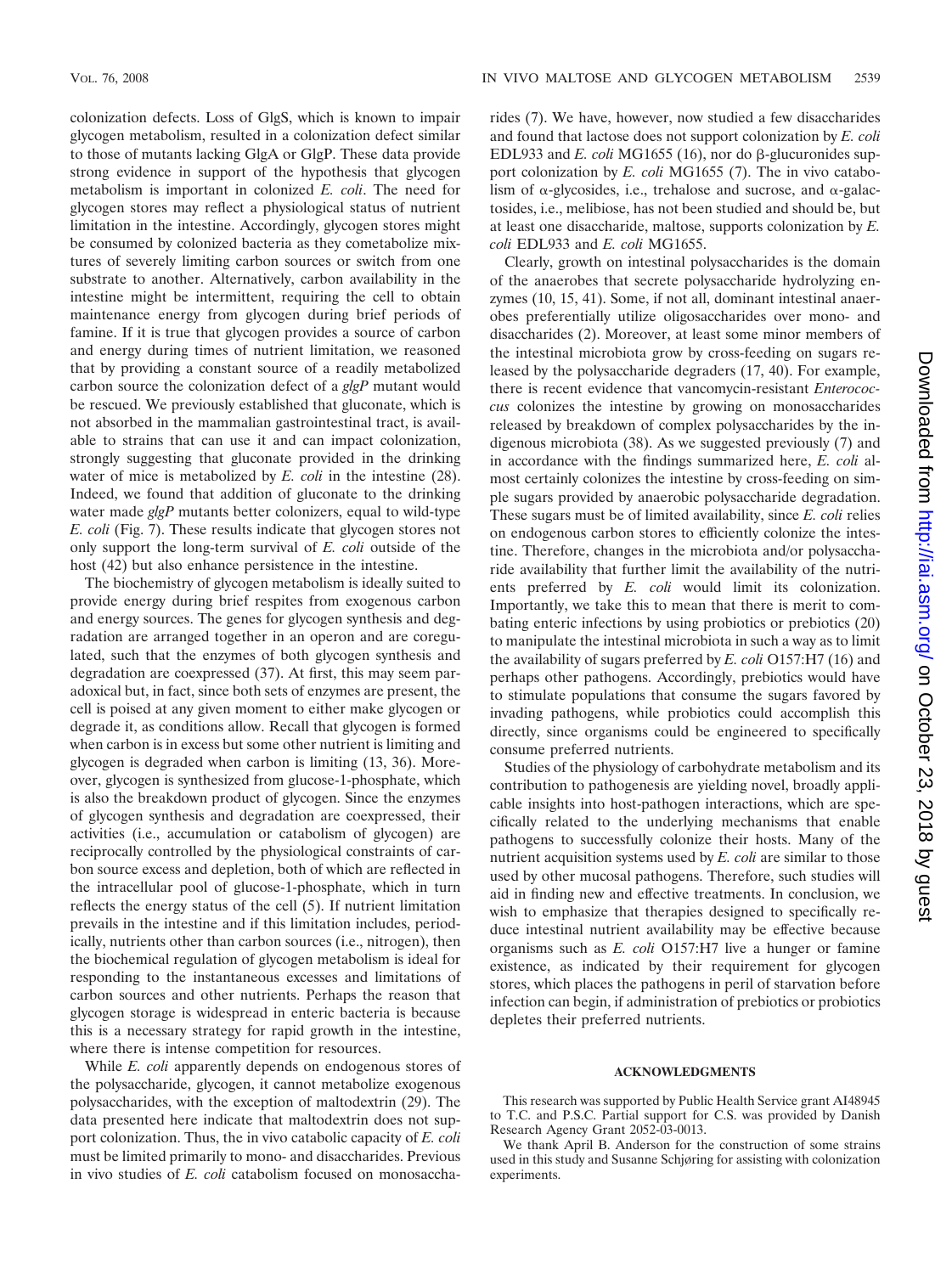colonization defects. Loss of GlgS, which is known to impair glycogen metabolism, resulted in a colonization defect similar to those of mutants lacking GlgA or GlgP. These data provide strong evidence in support of the hypothesis that glycogen metabolism is important in colonized *E. coli*. The need for glycogen stores may reflect a physiological status of nutrient limitation in the intestine. Accordingly, glycogen stores might be consumed by colonized bacteria as they cometabolize mixtures of severely limiting carbon sources or switch from one substrate to another. Alternatively, carbon availability in the intestine might be intermittent, requiring the cell to obtain maintenance energy from glycogen during brief periods of famine. If it is true that glycogen provides a source of carbon and energy during times of nutrient limitation, we reasoned that by providing a constant source of a readily metabolized carbon source the colonization defect of a *glgP* mutant would be rescued. We previously established that gluconate, which is not absorbed in the mammalian gastrointestinal tract, is available to strains that can use it and can impact colonization, strongly suggesting that gluconate provided in the drinking water of mice is metabolized by *E. coli* in the intestine (28). Indeed, we found that addition of gluconate to the drinking water made *glgP* mutants better colonizers, equal to wild-type *E. coli* (Fig. 7). These results indicate that glycogen stores not only support the long-term survival of *E. coli* outside of the host (42) but also enhance persistence in the intestine.

The biochemistry of glycogen metabolism is ideally suited to provide energy during brief respites from exogenous carbon and energy sources. The genes for glycogen synthesis and degradation are arranged together in an operon and are coregulated, such that the enzymes of both glycogen synthesis and degradation are coexpressed (37). At first, this may seem paradoxical but, in fact, since both sets of enzymes are present, the cell is poised at any given moment to either make glycogen or degrade it, as conditions allow. Recall that glycogen is formed when carbon is in excess but some other nutrient is limiting and glycogen is degraded when carbon is limiting (13, 36). Moreover, glycogen is synthesized from glucose-1-phosphate, which is also the breakdown product of glycogen. Since the enzymes of glycogen synthesis and degradation are coexpressed, their activities (i.e., accumulation or catabolism of glycogen) are reciprocally controlled by the physiological constraints of carbon source excess and depletion, both of which are reflected in the intracellular pool of glucose-1-phosphate, which in turn reflects the energy status of the cell (5). If nutrient limitation prevails in the intestine and if this limitation includes, periodically, nutrients other than carbon sources (i.e., nitrogen), then the biochemical regulation of glycogen metabolism is ideal for responding to the instantaneous excesses and limitations of carbon sources and other nutrients. Perhaps the reason that glycogen storage is widespread in enteric bacteria is because this is a necessary strategy for rapid growth in the intestine, where there is intense competition for resources.

While *E. coli* apparently depends on endogenous stores of the polysaccharide, glycogen, it cannot metabolize exogenous polysaccharides, with the exception of maltodextrin (29). The data presented here indicate that maltodextrin does not support colonization. Thus, the in vivo catabolic capacity of *E. coli* must be limited primarily to mono- and disaccharides. Previous in vivo studies of *E. coli* catabolism focused on monosaccharides (7). We have, however, now studied a few disaccharides and found that lactose does not support colonization by *E. coli* EDL933 and *E. coli* MG1655 (16), nor do β-glucuronides support colonization by *E. coli* MG1655 (7). The in vivo catabolism of α-glycosides, i.e., trehalose and sucrose, and α-galactosides, i.e., melibiose, has not been studied and should be, but at least one disaccharide, maltose, supports colonization by *E. coli* EDL933 and *E. coli* MG1655.

Clearly, growth on intestinal polysaccharides is the domain of the anaerobes that secrete polysaccharide hydrolyzing enzymes (10, 15, 41). Some, if not all, dominant intestinal anaerobes preferentially utilize oligosaccharides over mono- and disaccharides (2). Moreover, at least some minor members of the intestinal microbiota grow by cross-feeding on sugars released by the polysaccharide degraders (17, 40). For example, there is recent evidence that vancomycin-resistant *Enterococcus* colonizes the intestine by growing on monosaccharides released by breakdown of complex polysaccharides by the indigenous microbiota (38). As we suggested previously (7) and in accordance with the findings summarized here, *E. coli* almost certainly colonizes the intestine by cross-feeding on simple sugars provided by anaerobic polysaccharide degradation. These sugars must be of limited availability, since *E. coli* relies on endogenous carbon stores to efficiently colonize the intestine. Therefore, changes in the microbiota and/or polysaccharide availability that further limit the availability of the nutrients preferred by *E. coli* would limit its colonization. Importantly, we take this to mean that there is merit to combating enteric infections by using probiotics or prebiotics (20) to manipulate the intestinal microbiota in such a way as to limit the availability of sugars preferred by *E. coli* O157:H7 (16) and perhaps other pathogens. Accordingly, prebiotics would have to stimulate populations that consume the sugars favored by invading pathogens, while probiotics could accomplish this directly, since organisms could be engineered to specifically consume preferred nutrients.

Studies of the physiology of carbohydrate metabolism and its contribution to pathogenesis are yielding novel, broadly applicable insights into host-pathogen interactions, which are specifically related to the underlying mechanisms that enable pathogens to successfully colonize their hosts. Many of the nutrient acquisition systems used by *E. coli* are similar to those used by other mucosal pathogens. Therefore, such studies will aid in finding new and effective treatments. In conclusion, we wish to emphasize that therapies designed to specifically reduce intestinal nutrient availability may be effective because organisms such as *E. coli* O157:H7 live a hunger or famine existence, as indicated by their requirement for glycogen stores, which places the pathogens in peril of starvation before infection can begin, if administration of prebiotics or probiotics depletes their preferred nutrients.

## ACKNOWLEDGMENTS

This research was supported by Public Health Service grant AI48945 to T.C. and P.S.C. Partial support for C.S. was provided by Danish Research Agency Grant 2052-03-0013.

We thank April B. Anderson for the construction of some strains used in this study and Susanne Schjørring for assisting with colonization experiments.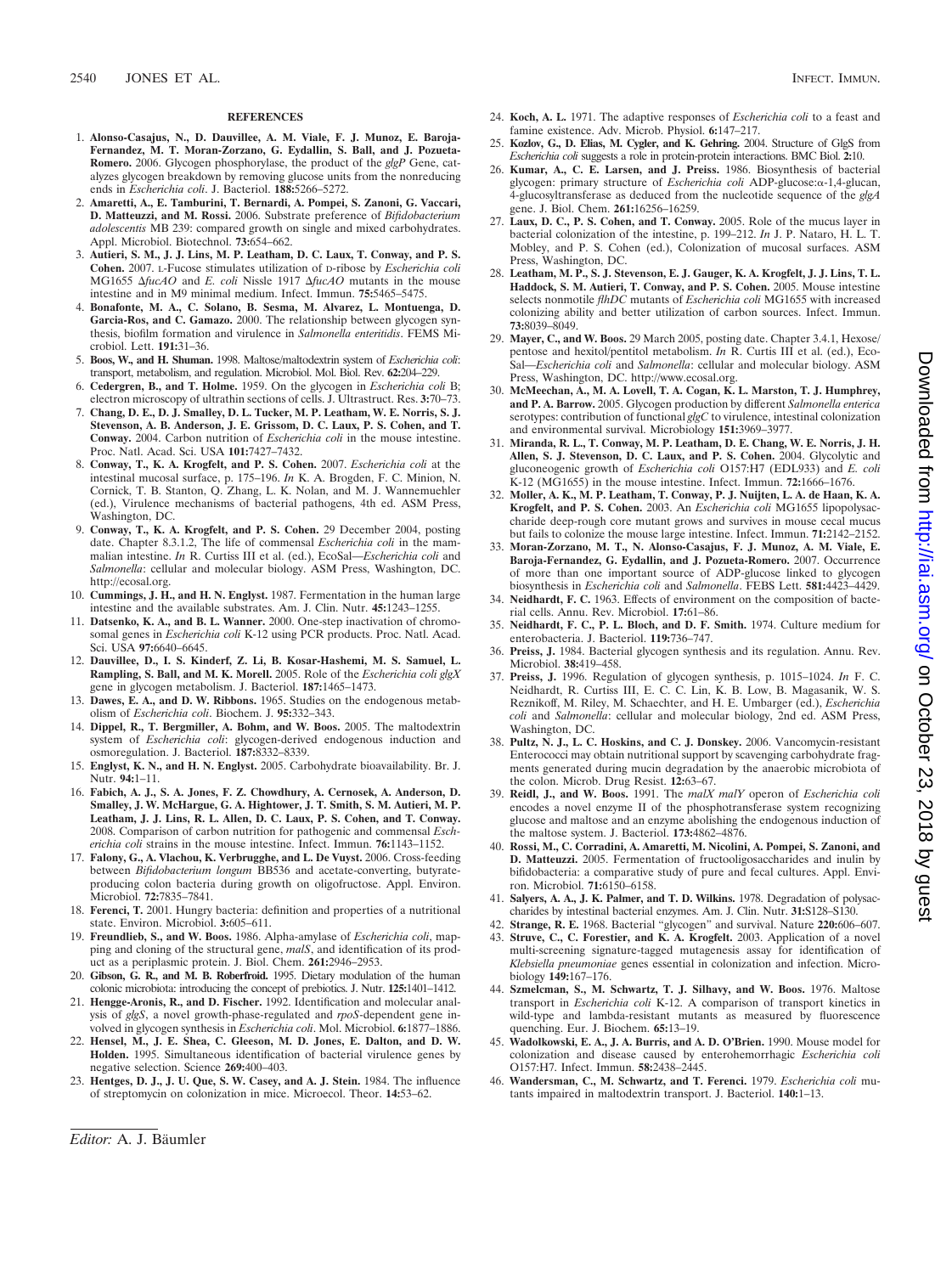## REFERENCES

1. **Alonso-Casajus, N., D. Dauvillee, A. M. Viale, F. J. Munoz, E. Baroja-Fernandez, M. T. Moran-Zorzano, G. Eydallin, S. Ball, and J. Pozueta-Romero.** 2006. Glycogen phosphorylase, the product of the *glgP* Gene, catalyzes glycogen breakdown by removing glucose units from the nonreducing ends in *Escherichia coli*. J. Bacteriol. **188:**5266–5272.
2. **Amaretti, A., E. Tamburini, T. Bernardi, A. Pompei, S. Zanoni, G. Vaccari, D. Matteuzzi, and M. Rossi.** 2006. Substrate preference of *Bifidobacterium adolescentis* MB 239: compared growth on single and mixed carbohydrates. Appl. Microbiol. Biotechnol. **73:**654–662.
3. **Autieri, S. M., J. J. Lins, M. P. Leatham, D. C. Laux, T. Conway, and P. S. Cohen.** 2007. L-Fucose stimulates utilization of D-ribose by *Escherichia coli* MG1655 Δ*fucAO* and *E. coli* Nissle 1917 Δ*fucAO* mutants in the mouse intestine and in M9 minimal medium. Infect. Immun. **75:**5465–5475.
4. **Bonafonte, M. A., C. Solano, B. Sesma, M. Alvarez, L. Montuenga, D. Garcia-Ros, and C. Gamazo.** 2000. The relationship between glycogen synthesis, biofilm formation and virulence in *Salmonella enteritidis*. FEMS Microbiol. Lett. **191:**31–36.
5. **Boos, W., and H. Shuman.** 1998. Maltose/maltodextrin system of *Escherichia coli*: transport, metabolism, and regulation. Microbiol. Mol. Biol. Rev. **62:**204–229.
6. **Cedergren, B., and T. Holme.** 1959. On the glycogen in *Escherichia coli* B; electron microscopy of ultrathin sections of cells. J. Ultrastruct. Res. **3:**70–73.
7. **Chang, D. E., D. J. Smalley, D. L. Tucker, M. P. Leatham, W. E. Norris, S. J. Stevenson, A. B. Anderson, J. E. Grissom, D. C. Laux, P. S. Cohen, and T. Conway.** 2004. Carbon nutrition of *Escherichia coli* in the mouse intestine. Proc. Natl. Acad. Sci. USA **101:**7427–7432.
8. **Conway, T., K. A. Krogfelt, and P. S. Cohen.** 2007. *Escherichia coli* at the intestinal mucosal surface, p. 175–196. *In* K. A. Brogden, F. C. Minion, N. Cornick, T. B. Stanton, Q. Zhang, L. K. Nolan, and M. J. Wannemuehler (ed.), Virulence mechanisms of bacterial pathogens, 4th ed. ASM Press, Washington, DC.
9. **Conway, T., K. A. Krogfelt, and P. S. Cohen.** 29 December 2004, posting date. Chapter 8.3.1.2, The life of commensal *Escherichia coli* in the mammalian intestine. *In* R. Curtiss III et al. (ed.), EcoSal—*Escherichia coli* and *Salmonella*: cellular and molecular biology. ASM Press, Washington, DC. http://ecosal.org.
10. **Cummings, J. H., and H. N. Englyst.** 1987. Fermentation in the human large intestine and the available substrates. Am. J. Clin. Nutr. **45:**1243–1255.
11. **Datsenko, K. A., and B. L. Wanner.** 2000. One-step inactivation of chromosomal genes in *Escherichia coli* K-12 using PCR products. Proc. Natl. Acad. Sci. USA **97:**6640–6645.
12. **Dauvillee, D., I. S. Kinderf, Z. Li, B. Kosar-Hashemi, M. S. Samuel, L. Rampling, S. Ball, and M. K. Morell.** 2005. Role of the *Escherichia coli glgX* gene in glycogen metabolism. J. Bacteriol. **187:**1465–1473.
13. **Dawes, E. A., and D. W. Ribbons.** 1965. Studies on the endogenous metabolism of *Escherichia coli*. Biochem. J. **95:**332–343.
14. **Dippel, R., T. Bergmiller, A. Bohm, and W. Boos.** 2005. The maltodextrin system of *Escherichia coli*: glycogen-derived endogenous induction and osmoregulation. J. Bacteriol. **187:**8332–8339.
15. **Englyst, K. N., and H. N. Englyst.** 2005. Carbohydrate bioavailability. Br. J. Nutr. **94:**1–11.
16. **Fabich, A. J., S. A. Jones, F. Z. Chowdhury, A. Cernosek, A. Anderson, D. Smalley, J. W. McHargue, G. A. Hightower, J. T. Smith, S. M. Autieri, M. P. Leatham, J. J. Lins, R. L. Allen, D. C. Laux, P. S. Cohen, and T. Conway.** 2008. Comparison of carbon nutrition for pathogenic and commensal *Escherichia coli* strains in the mouse intestine. Infect. Immun. **76:**1143–1152.
17. **Falony, G., A. Vlachou, K. Verbrugghe, and L. De Vuyst.** 2006. Cross-feeding between *Bifidobacterium longum* BB536 and acetate-converting, butyrate-producing colon bacteria during growth on oligofructose. Appl. Environ. Microbiol. **72:**7835–7841.
18. **Ferenci, T.** 2001. Hungry bacteria: definition and properties of a nutritional state. Environ. Microbiol. **3:**605–611.
19. **Freundlieb, S., and W. Boos.** 1986. Alpha-amylase of *Escherichia coli*, mapping and cloning of the structural gene, *malS*, and identification of its product as a periplasmic protein. J. Biol. Chem. **261:**2946–2953.
20. **Gibson, G. R., and M. B. Roberfroid.** 1995. Dietary modulation of the human colonic microbiota: introducing the concept of prebiotics. J. Nutr. **125:**1401–1412.
21. **Hengge-Aronis, R., and D. Fischer.** 1992. Identification and molecular analysis of *glgS*, a novel growth-phase-regulated and *rpoS*-dependent gene involved in glycogen synthesis in *Escherichia coli*. Mol. Microbiol. **6:**1877–1886.
22. **Hensel, M., J. E. Shea, C. Gleeson, M. D. Jones, E. Dalton, and D. W. Holden.** 1995. Simultaneous identification of bacterial virulence genes by negative selection. Science **269:**400–403.
23. **Hentges, D. J., J. U. Que, S. W. Casey, and A. J. Stein.** 1984. The influence of streptomycin on colonization in mice. Microecol. Theor. **14:**53–62.
24. **Koch, A. L.** 1971. The adaptive responses of *Escherichia coli* to a feast and famine existence. Adv. Microb. Physiol. **6:**147–217.
25. **Kozlov, G., D. Elias, M. Cygler, and K. Gehring.** 2004. Structure of GlgS from *Escherichia coli* suggests a role in protein-protein interactions. BMC Biol. **2:**10.
26. **Kumar, A., C. E. Larsen, and J. Preiss.** 1986. Biosynthesis of bacterial glycogen: primary structure of *Escherichia coli* ADP-glucose:α-1,4-glucan, 4-glucosyltransferase as deduced from the nucleotide sequence of the *glgA* gene. J. Biol. Chem. **261:**16256–16259.
27. **Laux, D. C., P. S. Cohen, and T. Conway.** 2005. Role of the mucus layer in bacterial colonization of the intestine, p. 199–212. *In* J. P. Nataro, H. L. T. Mobley, and P. S. Cohen (ed.), Colonization of mucosal surfaces. ASM Press, Washington, DC.
28. **Leatham, M. P., S. J. Stevenson, E. J. Gauger, K. A. Krogfelt, J. J. Lins, T. L. Haddock, S. M. Autieri, T. Conway, and P. S. Cohen.** 2005. Mouse intestine selects nonmotile *flhDC* mutants of *Escherichia coli* MG1655 with increased colonizing ability and better utilization of carbon sources. Infect. Immun. **73:**8039–8049.
29. **Mayer, C., and W. Boos.** 29 March 2005, posting date. Chapter 3.4.1, Hexose/pentose and hexitol/pentitol metabolism. *In* R. Curtis III et al. (ed.), EcoSal—*Escherichia coli* and *Salmonella*: cellular and molecular biology. ASM Press, Washington, DC. http://www.ecosal.org.
30. **McMeechan, A., M. A. Lovell, T. A. Cogan, K. L. Marston, T. J. Humphrey, and P. A. Barrow.** 2005. Glycogen production by different *Salmonella enterica* serotypes: contribution of functional *glgC* to virulence, intestinal colonization and environmental survival. Microbiology **151:**3969–3977.
31. **Miranda, R. L., T. Conway, M. P. Leatham, D. E. Chang, W. E. Norris, J. H. Allen, S. J. Stevenson, D. C. Laux, and P. S. Cohen.** 2004. Glycolytic and gluconeogenic growth of *Escherichia coli* O157:H7 (EDL933) and *E. coli* K-12 (MG1655) in the mouse intestine. Infect. Immun. **72:**1666–1676.
32. **Moller, A. K., M. P. Leatham, T. Conway, P. J. Nuijten, L. A. de Haan, K. A. Krogfelt, and P. S. Cohen.** 2003. An *Escherichia coli* MG1655 lipopolysaccharide deep-rough core mutant grows and survives in mouse cecal mucus but fails to colonize the mouse large intestine. Infect. Immun. **71:**2142–2152.
33. **Moran-Zorzano, M. T., N. Alonso-Casajus, F. J. Munoz, A. M. Viale, E. Baroja-Fernandez, G. Eydallin, and J. Pozueta-Romero.** 2007. Occurrence of more than one important source of ADP-glucose linked to glycogen biosynthesis in *Escherichia coli* and *Salmonella*. FEBS Lett. **581:**4423–4429.
34. **Neidhardt, F. C.** 1963. Effects of environment on the composition of bacterial cells. Annu. Rev. Microbiol. **17:**61–86.
35. **Neidhardt, F. C., P. L. Bloch, and D. F. Smith.** 1974. Culture medium for enterobacteria. J. Bacteriol. **119:**736–747.
36. **Preiss, J.** 1984. Bacterial glycogen synthesis and its regulation. Annu. Rev. Microbiol. **38:**419–458.
37. **Preiss, J.** 1996. Regulation of glycogen synthesis, p. 1015–1024. *In* F. C. Neidhardt, R. Curtiss III, E. C. C. Lin, K. B. Low, B. Magasanik, W. S. Reznikoff, M. Riley, M. Schaechter, and H. E. Umbarger (ed.), *Escherichia coli* and *Salmonella*: cellular and molecular biology, 2nd ed. ASM Press, Washington, DC.
38. **Pultz, N. J., L. C. Hoskins, and C. J. Donskey.** 2006. Vancomycin-resistant Enterococci may obtain nutritional support by scavenging carbohydrate fragments generated during mucin degradation by the anaerobic microbiota of the colon. Microb. Drug Resist. **12:**63–67.
39. **Reidl, J., and W. Boos.** 1991. The *malX malY* operon of *Escherichia coli* encodes a novel enzyme II of the phosphotransferase system recognizing glucose and maltose and an enzyme abolishing the endogenous induction of the maltose system. J. Bacteriol. **173:**4862–4876.
40. **Rossi, M., C. Corradini, A. Amaretti, M. Nicolini, A. Pompei, S. Zanoni, and D. Matteuzzi.** 2005. Fermentation of fructooligosaccharides and inulin by bifidobacteria: a comparative study of pure and fecal cultures. Appl. Environ. Microbiol. **71:**6150–6158.
41. **Salyers, A. A., J. K. Palmer, and T. D. Wilkins.** 1978. Degradation of polysaccharides by intestinal bacterial enzymes. Am. J. Clin. Nutr. **31:**S128–S130.
42. **Strange, R. E.** 1968. Bacterial "glycogen" and survival. Nature **220:**606–607.
43. **Struve, C., C. Forestier, and K. A. Krogfelt.** 2003. Application of a novel multi-screening signature-tagged mutagenesis assay for identification of *Klebsiella pneumoniae* genes essential in colonization and infection. Microbiology **149:**167–176.
44. **Szmelcman, S., M. Schwartz, T. J. Silhavy, and W. Boos.** 1976. Maltose transport in *Escherichia coli* K-12. A comparison of transport kinetics in wild-type and lambda-resistant mutants as measured by fluorescence quenching. Eur. J. Biochem. **65:**13–19.
45. **Wadolkowski, E. A., J. A. Burris, and A. D. O'Brien.** 1990. Mouse model for colonization and disease caused by enterohemorrhagic *Escherichia coli* O157:H7. Infect. Immun. **58:**2438–2445.
46. **Wandersman, C., M. Schwartz, and T. Ferenci.** 1979. *Escherichia coli* mutants impaired in maltodextrin transport. J. Bacteriol. **140:**1–13.

*Editor:* A. J. Bäumler